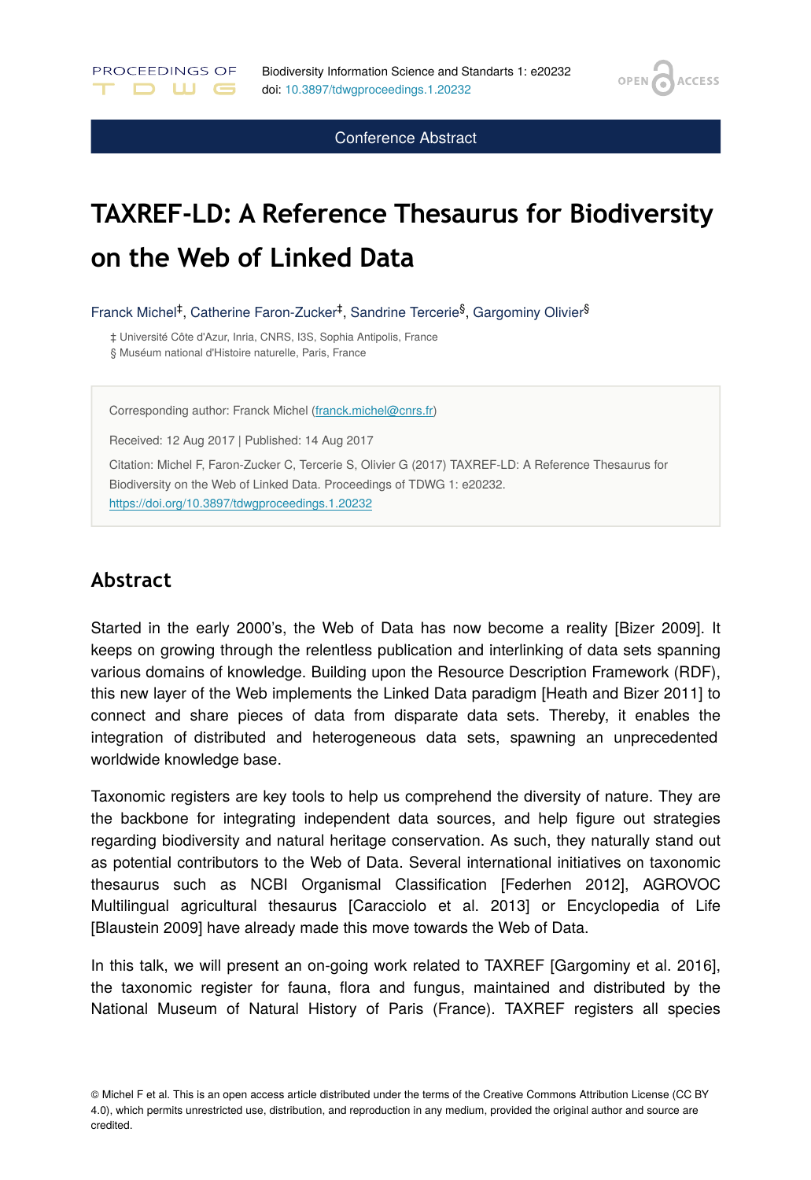Conference Abstract

# TAXREF-LD: A Reference Thesaurus for Biodiversity on the Web of Linked Data

Franck Michel[‡], Catherine Faron-Zucker[‡], Sandrine Tercerie[§], Gargominy Olivier[§]

‡ Université Côte d'Azur, Inria, CNRS, I3S, Sophia Antipolis, France
§ Muséum national d'Histoire naturelle, Paris, France

Corresponding author: Franck Michel (franck.michel@cnrs.fr)

Received: 12 Aug 2017 | Published: 14 Aug 2017

Citation: Michel F, Faron-Zucker C, Tercerie S, Olivier G (2017) TAXREF-LD: A Reference Thesaurus for Biodiversity on the Web of Linked Data. Proceedings of TDWG 1: e20232. https://doi.org/10.3897/tdwgproceedings.1.20232

## Abstract

Started in the early 2000's, the Web of Data has now become a reality [Bizer 2009]. It keeps on growing through the relentless publication and interlinking of data sets spanning various domains of knowledge. Building upon the Resource Description Framework (RDF), this new layer of the Web implements the Linked Data paradigm [Heath and Bizer 2011] to connect and share pieces of data from disparate data sets. Thereby, it enables the integration of distributed and heterogeneous data sets, spawning an unprecedented worldwide knowledge base.

Taxonomic registers are key tools to help us comprehend the diversity of nature. They are the backbone for integrating independent data sources, and help figure out strategies regarding biodiversity and natural heritage conservation. As such, they naturally stand out as potential contributors to the Web of Data. Several international initiatives on taxonomic thesaurus such as NCBI Organismal Classification [Federhen 2012], AGROVOC Multilingual agricultural thesaurus [Caracciolo et al. 2013] or Encyclopedia of Life [Blaustein 2009] have already made this move towards the Web of Data.

In this talk, we will present an on-going work related to TAXREF [Gargominy et al. 2016], the taxonomic register for fauna, flora and fungus, maintained and distributed by the National Museum of Natural History of Paris (France). TAXREF registers all species

© Michel F et al. This is an open access article distributed under the terms of the Creative Commons Attribution License (CC BY 4.0), which permits unrestricted use, distribution, and reproduction in any medium, provided the original author and source are credited.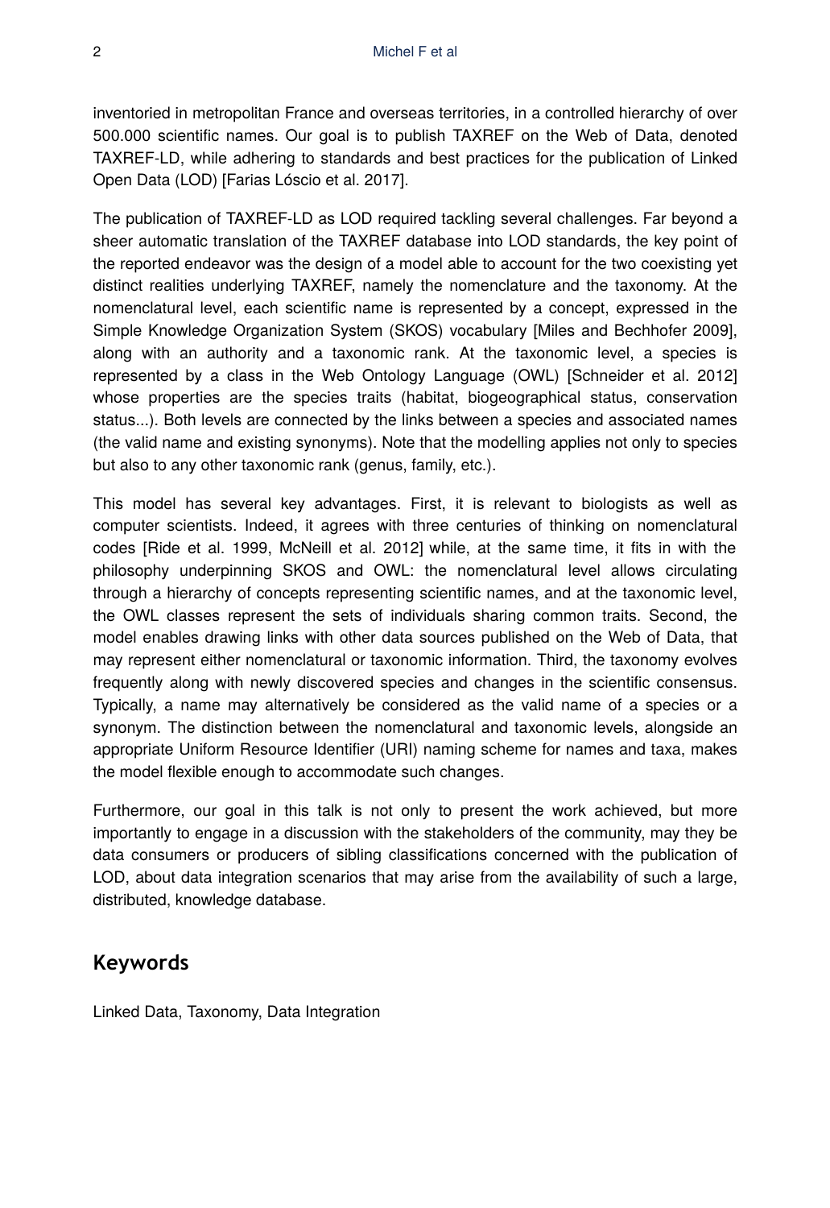inventoried in metropolitan France and overseas territories, in a controlled hierarchy of over 500.000 scientific names. Our goal is to publish TAXREF on the Web of Data, denoted TAXREF-LD, while adhering to standards and best practices for the publication of Linked Open Data (LOD) [Farias Lóscio et al. 2017].

The publication of TAXREF-LD as LOD required tackling several challenges. Far beyond a sheer automatic translation of the TAXREF database into LOD standards, the key point of the reported endeavor was the design of a model able to account for the two coexisting yet distinct realities underlying TAXREF, namely the nomenclature and the taxonomy. At the nomenclatural level, each scientific name is represented by a concept, expressed in the Simple Knowledge Organization System (SKOS) vocabulary [Miles and Bechhofer 2009], along with an authority and a taxonomic rank. At the taxonomic level, a species is represented by a class in the Web Ontology Language (OWL) [Schneider et al. 2012] whose properties are the species traits (habitat, biogeographical status, conservation status...). Both levels are connected by the links between a species and associated names (the valid name and existing synonyms). Note that the modelling applies not only to species but also to any other taxonomic rank (genus, family, etc.).

This model has several key advantages. First, it is relevant to biologists as well as computer scientists. Indeed, it agrees with three centuries of thinking on nomenclatural codes [Ride et al. 1999, McNeill et al. 2012] while, at the same time, it fits in with the philosophy underpinning SKOS and OWL: the nomenclatural level allows circulating through a hierarchy of concepts representing scientific names, and at the taxonomic level, the OWL classes represent the sets of individuals sharing common traits. Second, the model enables drawing links with other data sources published on the Web of Data, that may represent either nomenclatural or taxonomic information. Third, the taxonomy evolves frequently along with newly discovered species and changes in the scientific consensus. Typically, a name may alternatively be considered as the valid name of a species or a synonym. The distinction between the nomenclatural and taxonomic levels, alongside an appropriate Uniform Resource Identifier (URI) naming scheme for names and taxa, makes the model flexible enough to accommodate such changes.

Furthermore, our goal in this talk is not only to present the work achieved, but more importantly to engage in a discussion with the stakeholders of the community, may they be data consumers or producers of sibling classifications concerned with the publication of LOD, about data integration scenarios that may arise from the availability of such a large, distributed, knowledge database.

## Keywords

Linked Data, Taxonomy, Data Integration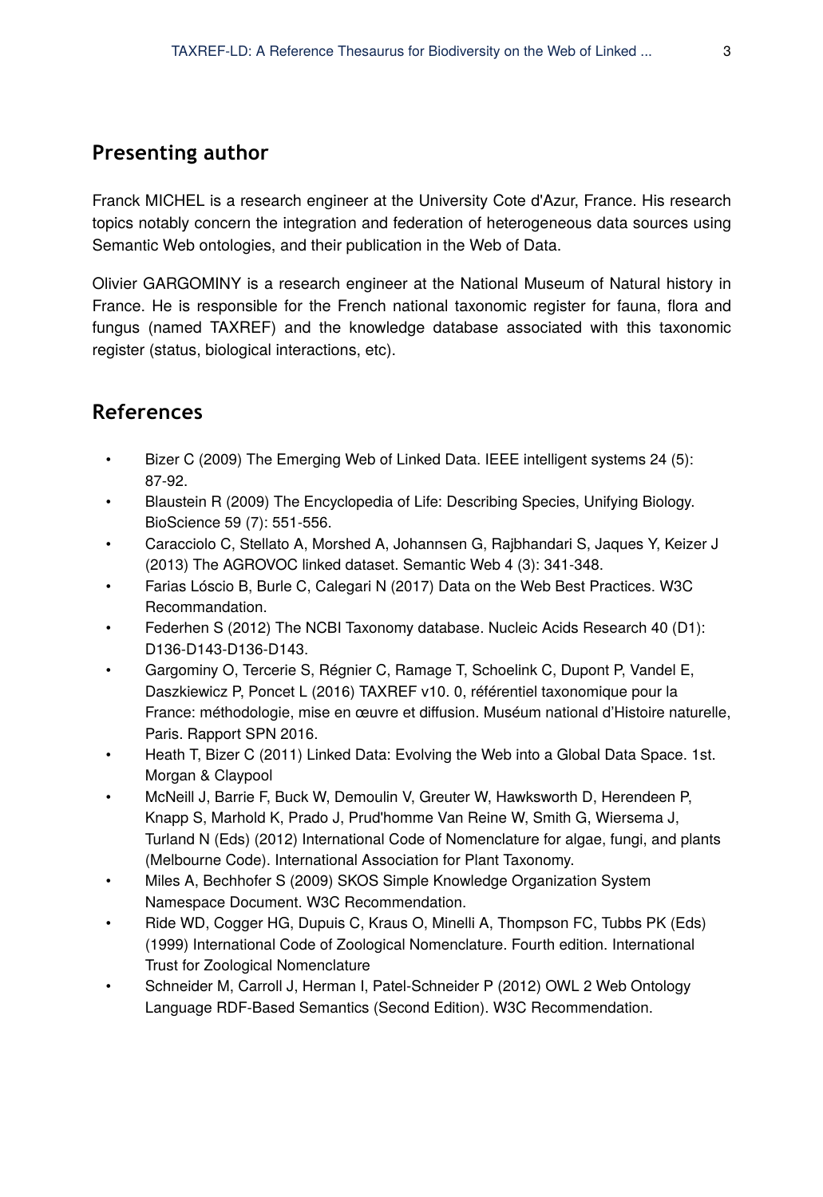## Presenting author

Franck MICHEL is a research engineer at the University Cote d'Azur, France. His research topics notably concern the integration and federation of heterogeneous data sources using Semantic Web ontologies, and their publication in the Web of Data.

Olivier GARGOMINY is a research engineer at the National Museum of Natural history in France. He is responsible for the French national taxonomic register for fauna, flora and fungus (named TAXREF) and the knowledge database associated with this taxonomic register (status, biological interactions, etc).

## References

- Bizer C (2009) The Emerging Web of Linked Data. IEEE intelligent systems 24 (5): 87-92.
- Blaustein R (2009) The Encyclopedia of Life: Describing Species, Unifying Biology. BioScience 59 (7): 551-556.
- Caracciolo C, Stellato A, Morshed A, Johannsen G, Rajbhandari S, Jaques Y, Keizer J (2013) The AGROVOC linked dataset. Semantic Web 4 (3): 341-348.
- Farias Lóscio B, Burle C, Calegari N (2017) Data on the Web Best Practices. W3C Recommandation.
- Federhen S (2012) The NCBI Taxonomy database. Nucleic Acids Research 40 (D1): D136-D143-D136-D143.
- Gargominy O, Tercerie S, Régnier C, Ramage T, Schoelink C, Dupont P, Vandel E, Daszkiewicz P, Poncet L (2016) TAXREF v10. 0, référentiel taxonomique pour la France: méthodologie, mise en œuvre et diffusion. Muséum national d'Histoire naturelle, Paris. Rapport SPN 2016.
- Heath T, Bizer C (2011) Linked Data: Evolving the Web into a Global Data Space. 1st. Morgan & Claypool
- McNeill J, Barrie F, Buck W, Demoulin V, Greuter W, Hawksworth D, Herendeen P, Knapp S, Marhold K, Prado J, Prud'homme Van Reine W, Smith G, Wiersema J, Turland N (Eds) (2012) International Code of Nomenclature for algae, fungi, and plants (Melbourne Code). International Association for Plant Taxonomy.
- Miles A, Bechhofer S (2009) SKOS Simple Knowledge Organization System Namespace Document. W3C Recommendation.
- Ride WD, Cogger HG, Dupuis C, Kraus O, Minelli A, Thompson FC, Tubbs PK (Eds) (1999) International Code of Zoological Nomenclature. Fourth edition. International Trust for Zoological Nomenclature
- Schneider M, Carroll J, Herman I, Patel-Schneider P (2012) OWL 2 Web Ontology Language RDF-Based Semantics (Second Edition). W3C Recommendation.